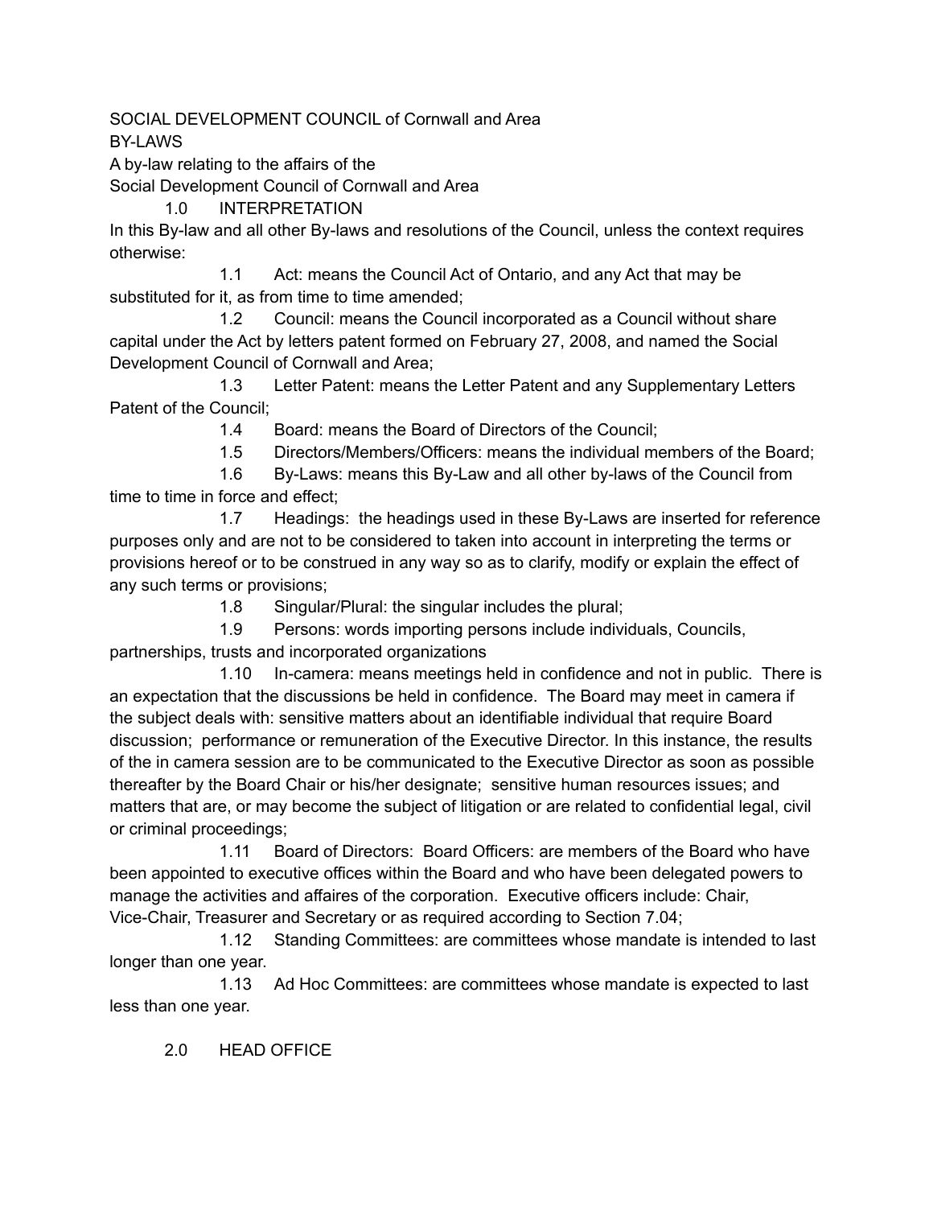SOCIAL DEVELOPMENT COUNCIL of Cornwall and Area

BY-LAWS

A by-law relating to the affairs of the

Social Development Council of Cornwall and Area

## 1.0 INTERPRETATION

In this By-law and all other By-laws and resolutions of the Council, unless the context requires otherwise:

1.1 Act: means the Council Act of Ontario, and any Act that may be substituted for it, as from time to time amended;

1.2 Council: means the Council incorporated as a Council without share capital under the Act by letters patent formed on February 27, 2008, and named the Social Development Council of Cornwall and Area;

1.3 Letter Patent: means the Letter Patent and any Supplementary Letters Patent of the Council;

1.4 Board: means the Board of Directors of the Council;

1.5 Directors/Members/Officers: means the individual members of the Board;

1.6 By-Laws: means this By-Law and all other by-laws of the Council from time to time in force and effect;

1.7 Headings: the headings used in these By-Laws are inserted for reference purposes only and are not to be considered to taken into account in interpreting the terms or provisions hereof or to be construed in any way so as to clarify, modify or explain the effect of any such terms or provisions;

1.8 Singular/Plural: the singular includes the plural;

1.9 Persons: words importing persons include individuals, Councils, partnerships, trusts and incorporated organizations

1.10 In-camera: means meetings held in confidence and not in public. There is an expectation that the discussions be held in confidence. The Board may meet in camera if the subject deals with: sensitive matters about an identifiable individual that require Board discussion; performance or remuneration of the Executive Director. In this instance, the results of the in camera session are to be communicated to the Executive Director as soon as possible thereafter by the Board Chair or his/her designate; sensitive human resources issues; and matters that are, or may become the subject of litigation or are related to confidential legal, civil or criminal proceedings;

1.11 Board of Directors: Board Officers: are members of the Board who have been appointed to executive offices within the Board and who have been delegated powers to manage the activities and affaires of the corporation. Executive officers include: Chair, Vice-Chair, Treasurer and Secretary or as required according to Section 7.04;

1.12 Standing Committees: are committees whose mandate is intended to last longer than one year.

1.13 Ad Hoc Committees: are committees whose mandate is expected to last less than one year.

## 2.0 HEAD OFFICE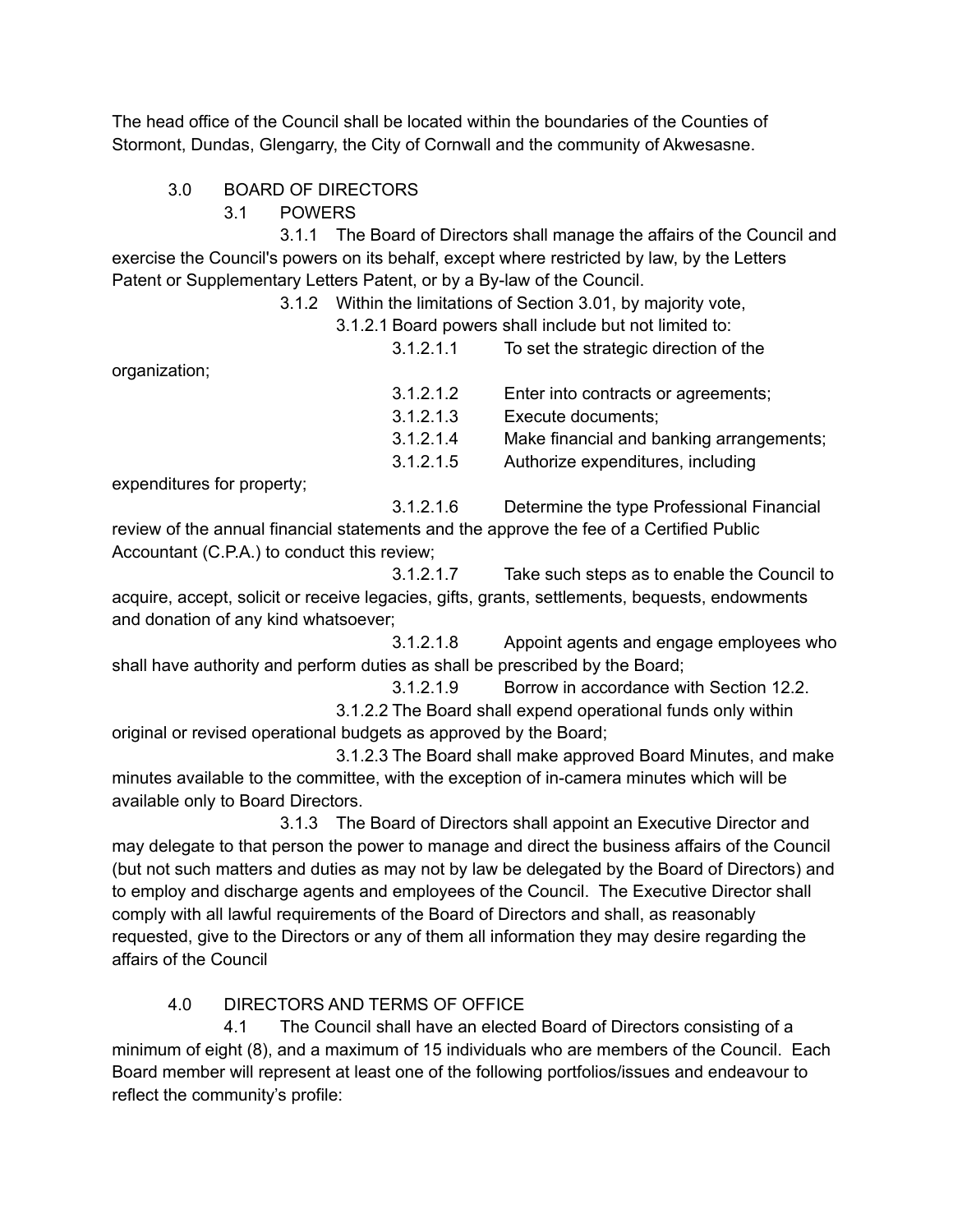The head office of the Council shall be located within the boundaries of the Counties of Stormont, Dundas, Glengarry, the City of Cornwall and the community of Akwesasne.

## 3.0 BOARD OF DIRECTORS

### 3.1 POWERS

3.1.1 The Board of Directors shall manage the affairs of the Council and exercise the Council's powers on its behalf, except where restricted by law, by the Letters Patent or Supplementary Letters Patent, or by a By-law of the Council.

3.1.2 Within the limitations of Section 3.01, by majority vote,

3.1.2.1 Board powers shall include but not limited to:

3.1.2.1.1 To set the strategic direction of the organization;

3.1.2.1.2 Enter into contracts or agreements;

3.1.2.1.3 Execute documents;

3.1.2.1.4 Make financial and banking arrangements;

3.1.2.1.5 Authorize expenditures, including expenditures for property;

3.1.2.1.6 Determine the type Professional Financial review of the annual financial statements and the approve the fee of a Certified Public Accountant (C.P.A.) to conduct this review;

3.1.2.1.7 Take such steps as to enable the Council to acquire, accept, solicit or receive legacies, gifts, grants, settlements, bequests, endowments and donation of any kind whatsoever;

3.1.2.1.8 Appoint agents and engage employees who shall have authority and perform duties as shall be prescribed by the Board;

3.1.2.1.9 Borrow in accordance with Section 12.2.

3.1.2.2 The Board shall expend operational funds only within original or revised operational budgets as approved by the Board;

3.1.2.3 The Board shall make approved Board Minutes, and make minutes available to the committee, with the exception of in-camera minutes which will be available only to Board Directors.

3.1.3 The Board of Directors shall appoint an Executive Director and may delegate to that person the power to manage and direct the business affairs of the Council (but not such matters and duties as may not by law be delegated by the Board of Directors) and to employ and discharge agents and employees of the Council. The Executive Director shall comply with all lawful requirements of the Board of Directors and shall, as reasonably requested, give to the Directors or any of them all information they may desire regarding the affairs of the Council

## 4.0 DIRECTORS AND TERMS OF OFFICE

4.1 The Council shall have an elected Board of Directors consisting of a minimum of eight (8), and a maximum of 15 individuals who are members of the Council. Each Board member will represent at least one of the following portfolios/issues and endeavour to reflect the community's profile: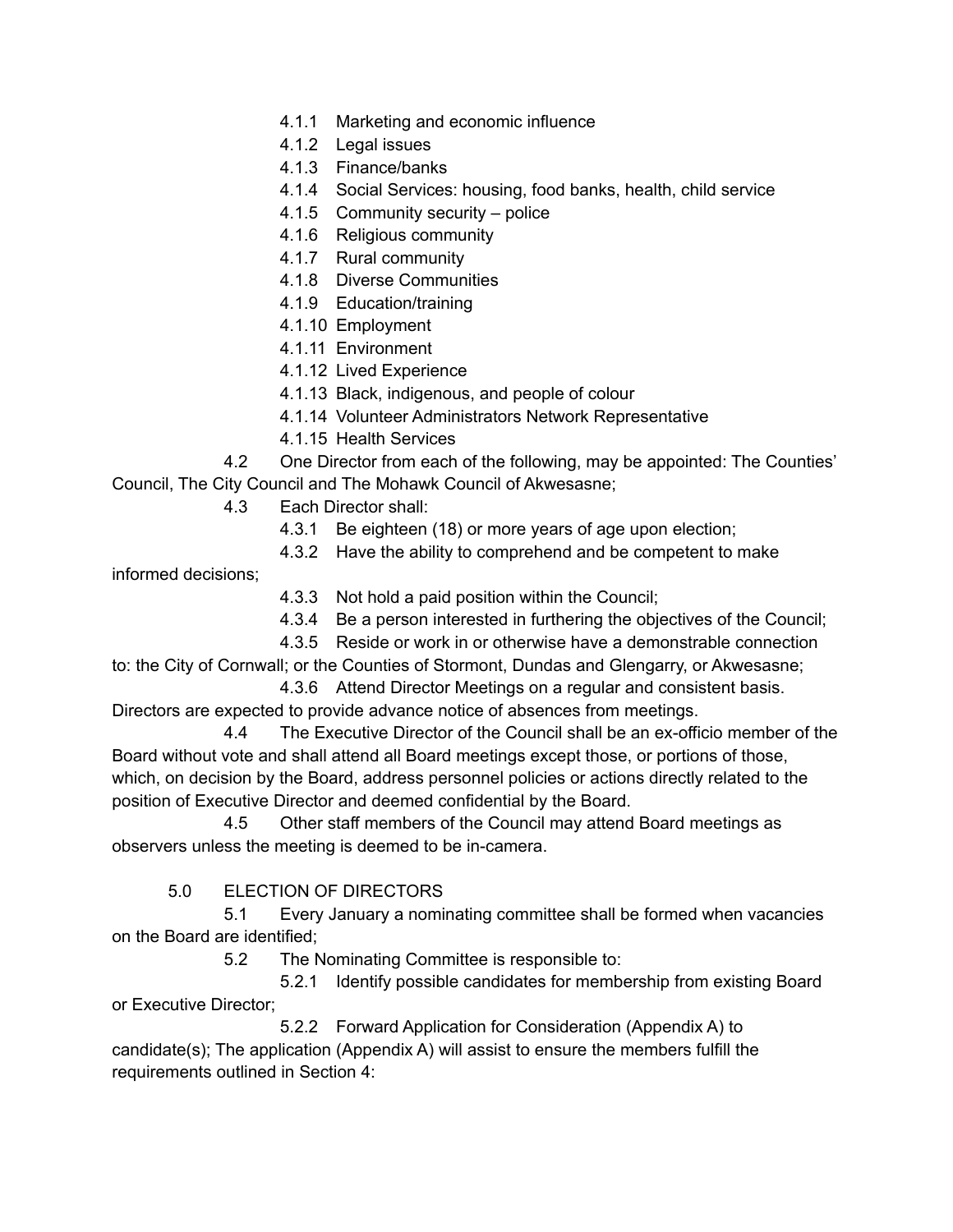- 4.1.1 Marketing and economic influence
- 4.1.2 Legal issues
- 4.1.3 Finance/banks
- 4.1.4 Social Services: housing, food banks, health, child service
- 4.1.5 Community security – police
- 4.1.6 Religious community
- 4.1.7 Rural community
- 4.1.8 Diverse Communities
- 4.1.9 Education/training
- 4.1.10 Employment
- 4.1.11 Environment
- 4.1.12 Lived Experience
- 4.1.13 Black, indigenous, and people of colour
- 4.1.14 Volunteer Administrators Network Representative
- 4.1.15 Health Services

4.2 One Director from each of the following, may be appointed: The Counties' Council, The City Council and The Mohawk Council of Akwesasne;

4.3 Each Director shall:

- 4.3.1 Be eighteen (18) or more years of age upon election;
- 4.3.2 Have the ability to comprehend and be competent to make informed decisions;
- 4.3.3 Not hold a paid position within the Council;
- 4.3.4 Be a person interested in furthering the objectives of the Council;
- 4.3.5 Reside or work in or otherwise have a demonstrable connection to: the City of Cornwall; or the Counties of Stormont, Dundas and Glengarry, or Akwesasne;
- 4.3.6 Attend Director Meetings on a regular and consistent basis. Directors are expected to provide advance notice of absences from meetings.

4.4 The Executive Director of the Council shall be an ex-officio member of the Board without vote and shall attend all Board meetings except those, or portions of those, which, on decision by the Board, address personnel policies or actions directly related to the position of Executive Director and deemed confidential by the Board.

4.5 Other staff members of the Council may attend Board meetings as observers unless the meeting is deemed to be in-camera.

## 5.0 ELECTION OF DIRECTORS

5.1 Every January a nominating committee shall be formed when vacancies on the Board are identified;

5.2 The Nominating Committee is responsible to:

- 5.2.1 Identify possible candidates for membership from existing Board or Executive Director;
- 5.2.2 Forward Application for Consideration (Appendix A) to candidate(s); The application (Appendix A) will assist to ensure the members fulfill the requirements outlined in Section 4: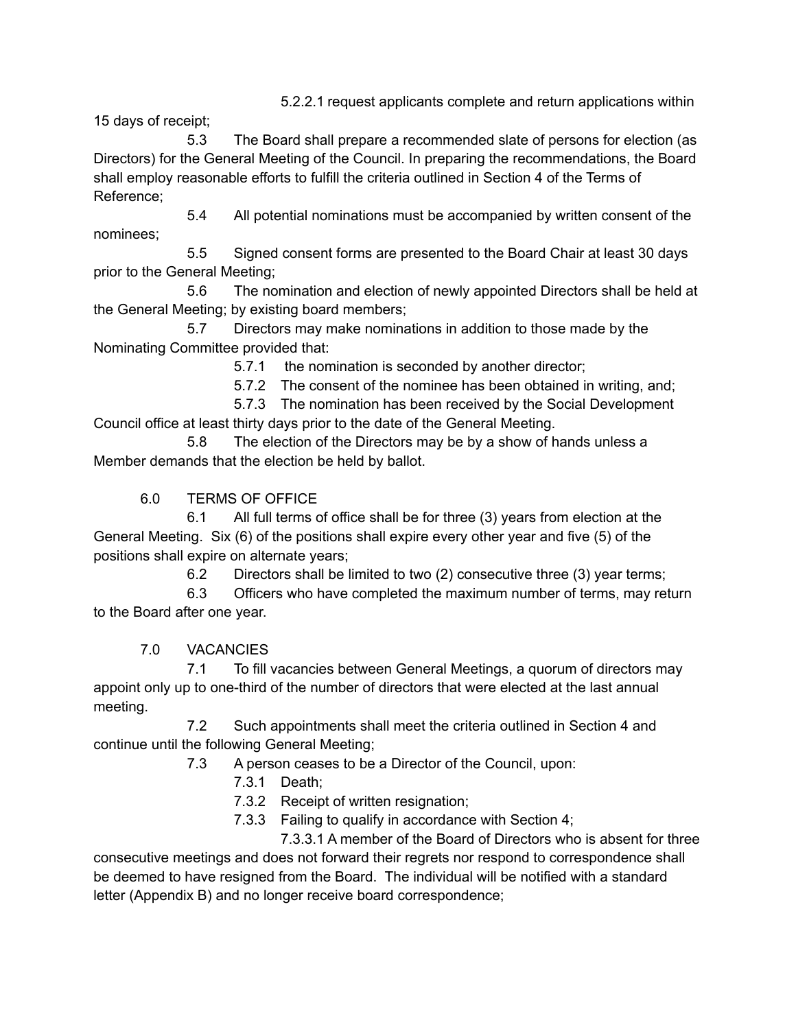5.2.2.1 request applicants complete and return applications within 15 days of receipt;

5.3 The Board shall prepare a recommended slate of persons for election (as Directors) for the General Meeting of the Council. In preparing the recommendations, the Board shall employ reasonable efforts to fulfill the criteria outlined in Section 4 of the Terms of Reference;

5.4 All potential nominations must be accompanied by written consent of the nominees;

5.5 Signed consent forms are presented to the Board Chair at least 30 days prior to the General Meeting;

5.6 The nomination and election of newly appointed Directors shall be held at the General Meeting; by existing board members;

5.7 Directors may make nominations in addition to those made by the Nominating Committee provided that:

5.7.1 the nomination is seconded by another director;

5.7.2 The consent of the nominee has been obtained in writing, and;

5.7.3 The nomination has been received by the Social Development Council office at least thirty days prior to the date of the General Meeting.

5.8 The election of the Directors may be by a show of hands unless a Member demands that the election be held by ballot.

## 6.0 TERMS OF OFFICE

6.1 All full terms of office shall be for three (3) years from election at the General Meeting. Six (6) of the positions shall expire every other year and five (5) of the positions shall expire on alternate years;

6.2 Directors shall be limited to two (2) consecutive three (3) year terms;

6.3 Officers who have completed the maximum number of terms, may return to the Board after one year.

## 7.0 VACANCIES

7.1 To fill vacancies between General Meetings, a quorum of directors may appoint only up to one-third of the number of directors that were elected at the last annual meeting.

7.2 Such appointments shall meet the criteria outlined in Section 4 and continue until the following General Meeting;

7.3 A person ceases to be a Director of the Council, upon:

7.3.1 Death;

7.3.2 Receipt of written resignation;

7.3.3 Failing to qualify in accordance with Section 4;

7.3.3.1 A member of the Board of Directors who is absent for three consecutive meetings and does not forward their regrets nor respond to correspondence shall be deemed to have resigned from the Board. The individual will be notified with a standard letter (Appendix B) and no longer receive board correspondence;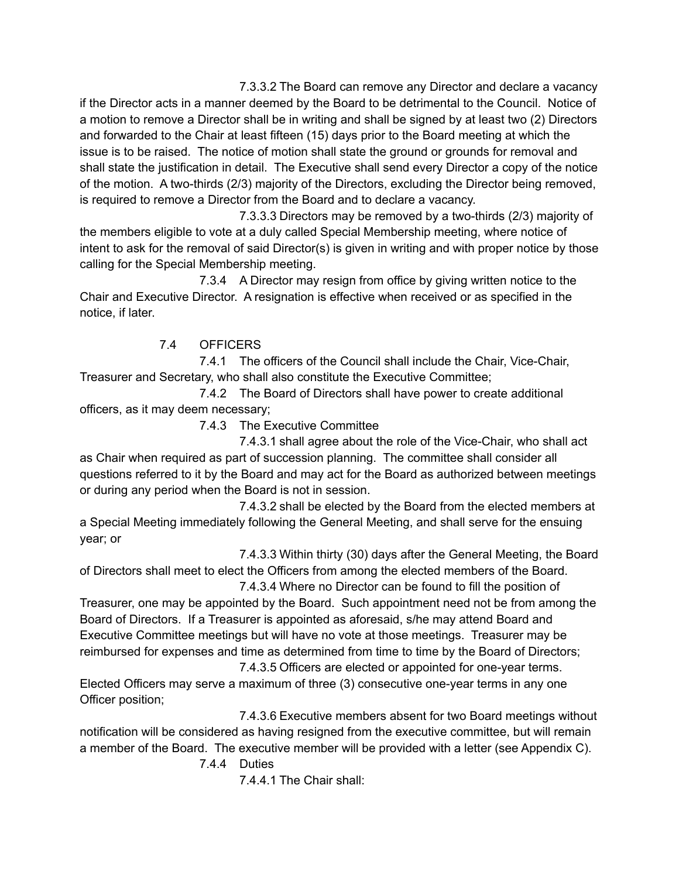7.3.3.2 The Board can remove any Director and declare a vacancy if the Director acts in a manner deemed by the Board to be detrimental to the Council. Notice of a motion to remove a Director shall be in writing and shall be signed by at least two (2) Directors and forwarded to the Chair at least fifteen (15) days prior to the Board meeting at which the issue is to be raised. The notice of motion shall state the ground or grounds for removal and shall state the justification in detail. The Executive shall send every Director a copy of the notice of the motion. A two-thirds (2/3) majority of the Directors, excluding the Director being removed, is required to remove a Director from the Board and to declare a vacancy.

7.3.3.3 Directors may be removed by a two-thirds (2/3) majority of the members eligible to vote at a duly called Special Membership meeting, where notice of intent to ask for the removal of said Director(s) is given in writing and with proper notice by those calling for the Special Membership meeting.

7.3.4 A Director may resign from office by giving written notice to the Chair and Executive Director. A resignation is effective when received or as specified in the notice, if later.

## 7.4 OFFICERS

7.4.1 The officers of the Council shall include the Chair, Vice-Chair, Treasurer and Secretary, who shall also constitute the Executive Committee;

7.4.2 The Board of Directors shall have power to create additional officers, as it may deem necessary;

7.4.3 The Executive Committee

7.4.3.1 shall agree about the role of the Vice-Chair, who shall act as Chair when required as part of succession planning. The committee shall consider all questions referred to it by the Board and may act for the Board as authorized between meetings or during any period when the Board is not in session.

7.4.3.2 shall be elected by the Board from the elected members at a Special Meeting immediately following the General Meeting, and shall serve for the ensuing year; or

7.4.3.3 Within thirty (30) days after the General Meeting, the Board of Directors shall meet to elect the Officers from among the elected members of the Board.

7.4.3.4 Where no Director can be found to fill the position of Treasurer, one may be appointed by the Board. Such appointment need not be from among the Board of Directors. If a Treasurer is appointed as aforesaid, s/he may attend Board and Executive Committee meetings but will have no vote at those meetings. Treasurer may be reimbursed for expenses and time as determined from time to time by the Board of Directors;

7.4.3.5 Officers are elected or appointed for one-year terms. Elected Officers may serve a maximum of three (3) consecutive one-year terms in any one Officer position;

7.4.3.6 Executive members absent for two Board meetings without notification will be considered as having resigned from the executive committee, but will remain a member of the Board. The executive member will be provided with a letter (see Appendix C).

7.4.4 Duties

7.4.4.1 The Chair shall: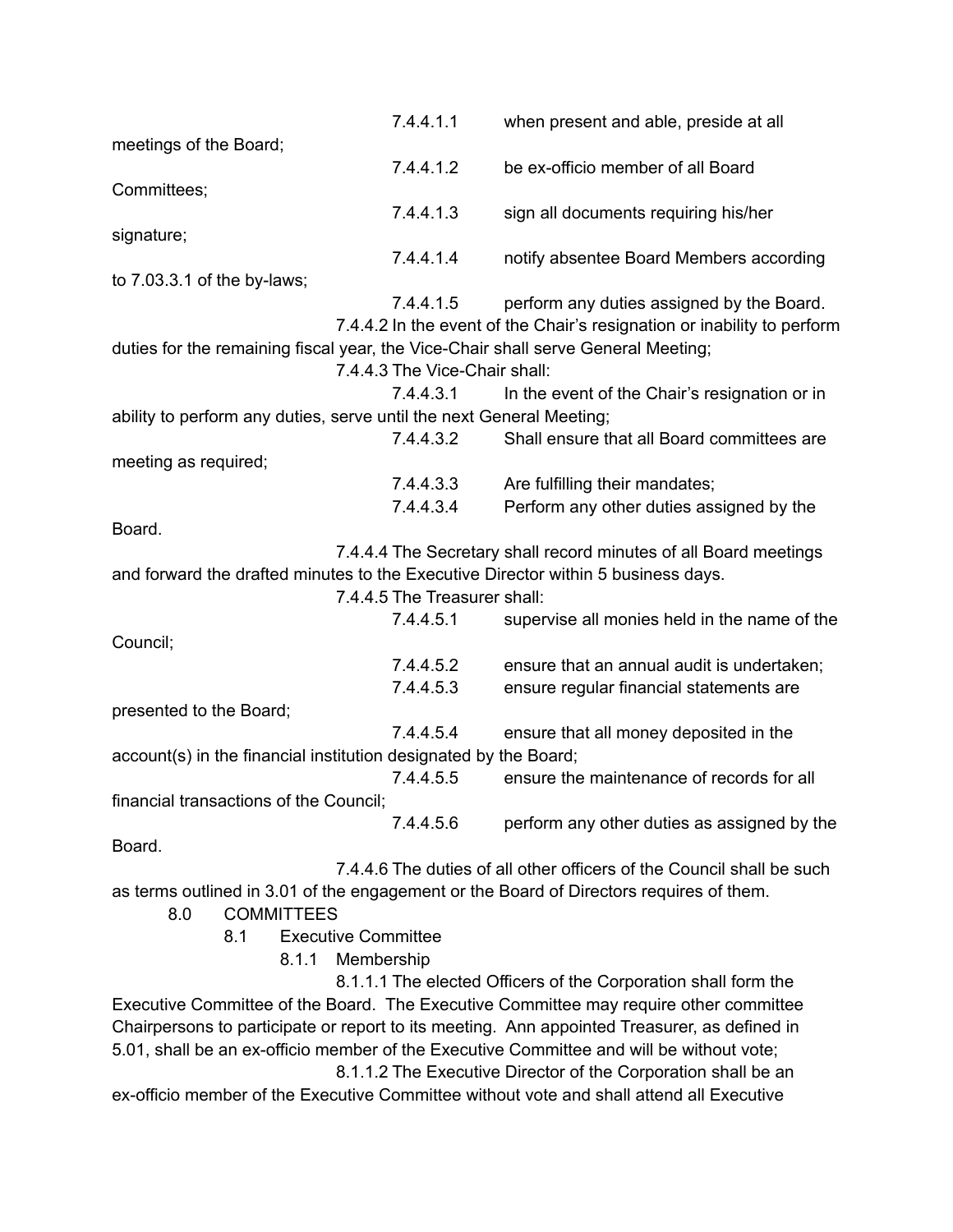7.4.4.1.1 when present and able, preside at all meetings of the Board;

7.4.4.1.2 be ex-officio member of all Board Committees;

7.4.4.1.3 sign all documents requiring his/her signature;

7.4.4.1.4 notify absentee Board Members according to 7.03.3.1 of the by-laws;

7.4.4.1.5 perform any duties assigned by the Board.

7.4.4.2 In the event of the Chair's resignation or inability to perform duties for the remaining fiscal year, the Vice-Chair shall serve General Meeting;

7.4.4.3 The Vice-Chair shall:

7.4.4.3.1 In the event of the Chair's resignation or in ability to perform any duties, serve until the next General Meeting;

7.4.4.3.2 Shall ensure that all Board committees are meeting as required;

7.4.4.3.3 Are fulfilling their mandates;

7.4.4.3.4 Perform any other duties assigned by the Board.

7.4.4.4 The Secretary shall record minutes of all Board meetings and forward the drafted minutes to the Executive Director within 5 business days.

7.4.4.5 The Treasurer shall:

7.4.4.5.1 supervise all monies held in the name of the Council;

7.4.4.5.2 ensure that an annual audit is undertaken;

7.4.4.5.3 ensure regular financial statements are presented to the Board;

7.4.4.5.4 ensure that all money deposited in the account(s) in the financial institution designated by the Board;

7.4.4.5.5 ensure the maintenance of records for all financial transactions of the Council;

7.4.4.5.6 perform any other duties as assigned by the Board.

7.4.4.6 The duties of all other officers of the Council shall be such as terms outlined in 3.01 of the engagement or the Board of Directors requires of them.

## 8.0 COMMITTEES

### 8.1 Executive Committee

#### 8.1.1 Membership

8.1.1.1 The elected Officers of the Corporation shall form the Executive Committee of the Board. The Executive Committee may require other committee Chairpersons to participate or report to its meeting. Ann appointed Treasurer, as defined in 5.01, shall be an ex-officio member of the Executive Committee and will be without vote;

8.1.1.2 The Executive Director of the Corporation shall be an ex-officio member of the Executive Committee without vote and shall attend all Executive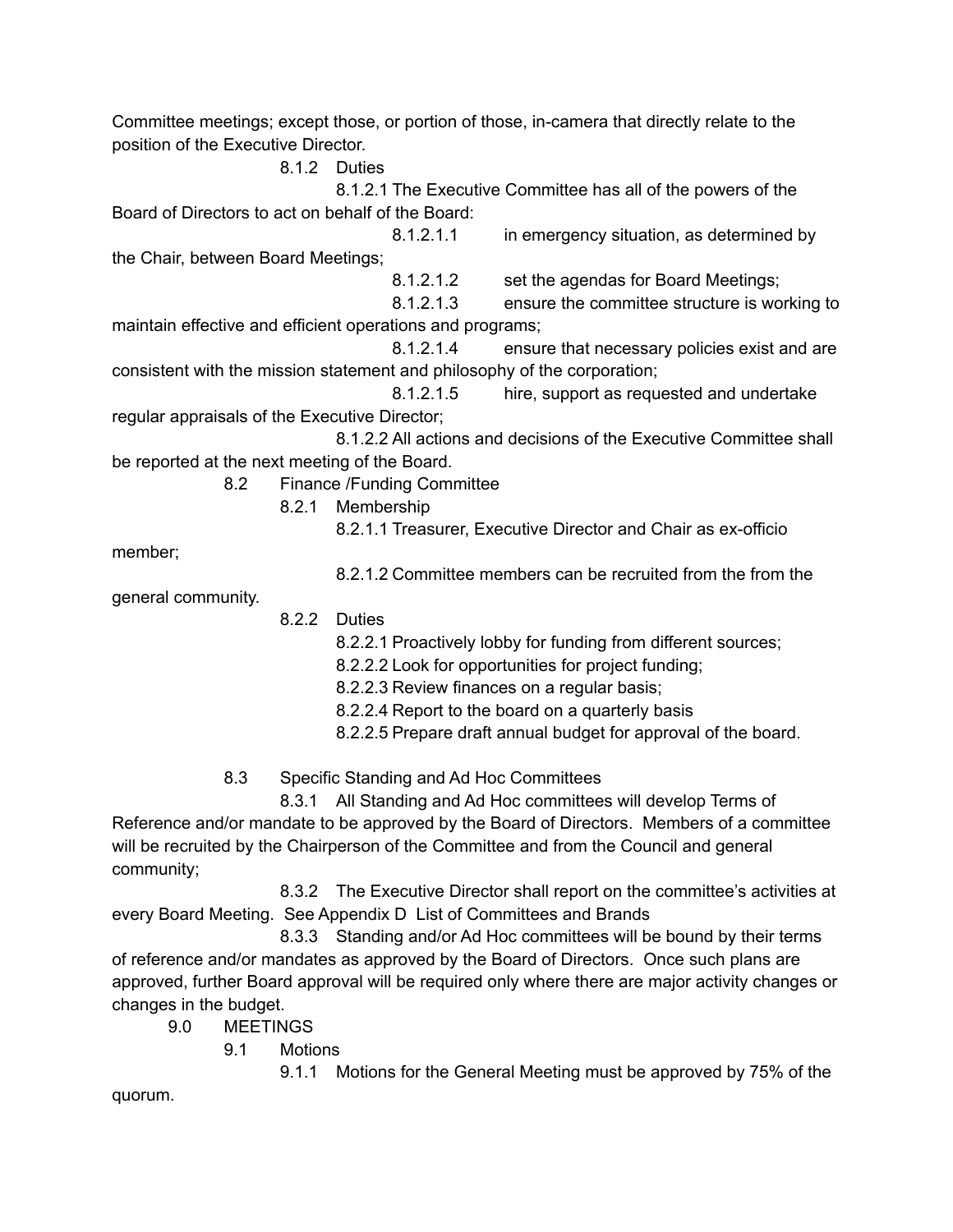Committee meetings; except those, or portion of those, in-camera that directly relate to the position of the Executive Director.

8.1.2 Duties

8.1.2.1 The Executive Committee has all of the powers of the Board of Directors to act on behalf of the Board:

8.1.2.1.1 in emergency situation, as determined by the Chair, between Board Meetings;

8.1.2.1.2 set the agendas for Board Meetings;

8.1.2.1.3 ensure the committee structure is working to maintain effective and efficient operations and programs;

8.1.2.1.4 ensure that necessary policies exist and are consistent with the mission statement and philosophy of the corporation;

8.1.2.1.5 hire, support as requested and undertake regular appraisals of the Executive Director;

8.1.2.2 All actions and decisions of the Executive Committee shall be reported at the next meeting of the Board.

8.2 Finance /Funding Committee

8.2.1 Membership

8.2.1.1 Treasurer, Executive Director and Chair as ex-officio member;

8.2.1.2 Committee members can be recruited from the from the general community.

8.2.2 Duties

8.2.2.1 Proactively lobby for funding from different sources;

8.2.2.2 Look for opportunities for project funding;

8.2.2.3 Review finances on a regular basis;

8.2.2.4 Report to the board on a quarterly basis

8.2.2.5 Prepare draft annual budget for approval of the board.

8.3 Specific Standing and Ad Hoc Committees

8.3.1 All Standing and Ad Hoc committees will develop Terms of Reference and/or mandate to be approved by the Board of Directors. Members of a committee will be recruited by the Chairperson of the Committee and from the Council and general community;

8.3.2 The Executive Director shall report on the committee's activities at every Board Meeting. See Appendix D List of Committees and Brands

8.3.3 Standing and/or Ad Hoc committees will be bound by their terms of reference and/or mandates as approved by the Board of Directors. Once such plans are approved, further Board approval will be required only where there are major activity changes or changes in the budget.

## 9.0 MEETINGS

9.1 Motions

9.1.1 Motions for the General Meeting must be approved by 75% of the quorum.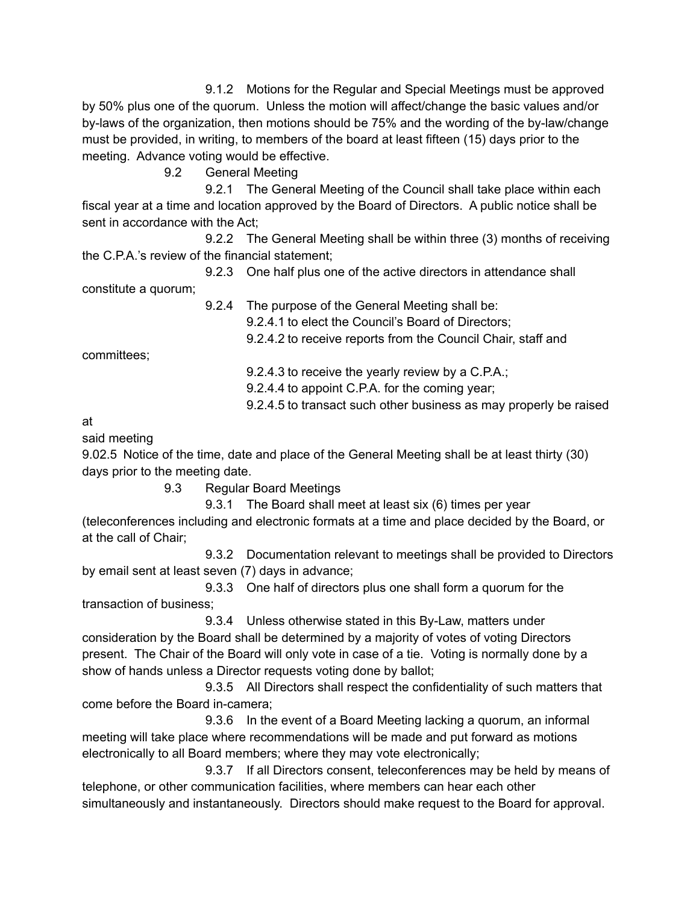9.1.2 Motions for the Regular and Special Meetings must be approved by 50% plus one of the quorum. Unless the motion will affect/change the basic values and/or by-laws of the organization, then motions should be 75% and the wording of the by-law/change must be provided, in writing, to members of the board at least fifteen (15) days prior to the meeting. Advance voting would be effective.

9.2 General Meeting

9.2.1 The General Meeting of the Council shall take place within each fiscal year at a time and location approved by the Board of Directors. A public notice shall be sent in accordance with the Act;

9.2.2 The General Meeting shall be within three (3) months of receiving the C.P.A.'s review of the financial statement;

9.2.3 One half plus one of the active directors in attendance shall constitute a quorum;

9.2.4 The purpose of the General Meeting shall be:

9.2.4.1 to elect the Council's Board of Directors;

9.2.4.2 to receive reports from the Council Chair, staff and committees;

9.2.4.3 to receive the yearly review by a C.P.A.;

9.2.4.4 to appoint C.P.A. for the coming year;

9.2.4.5 to transact such other business as may properly be raised at said meeting

9.02.5 Notice of the time, date and place of the General Meeting shall be at least thirty (30) days prior to the meeting date.

9.3 Regular Board Meetings

9.3.1 The Board shall meet at least six (6) times per year (teleconferences including and electronic formats at a time and place decided by the Board, or at the call of Chair;

9.3.2 Documentation relevant to meetings shall be provided to Directors by email sent at least seven (7) days in advance;

9.3.3 One half of directors plus one shall form a quorum for the transaction of business;

9.3.4 Unless otherwise stated in this By-Law, matters under consideration by the Board shall be determined by a majority of votes of voting Directors present. The Chair of the Board will only vote in case of a tie. Voting is normally done by a show of hands unless a Director requests voting done by ballot;

9.3.5 All Directors shall respect the confidentiality of such matters that come before the Board in-camera;

9.3.6 In the event of a Board Meeting lacking a quorum, an informal meeting will take place where recommendations will be made and put forward as motions electronically to all Board members; where they may vote electronically;

9.3.7 If all Directors consent, teleconferences may be held by means of telephone, or other communication facilities, where members can hear each other simultaneously and instantaneously. Directors should make request to the Board for approval.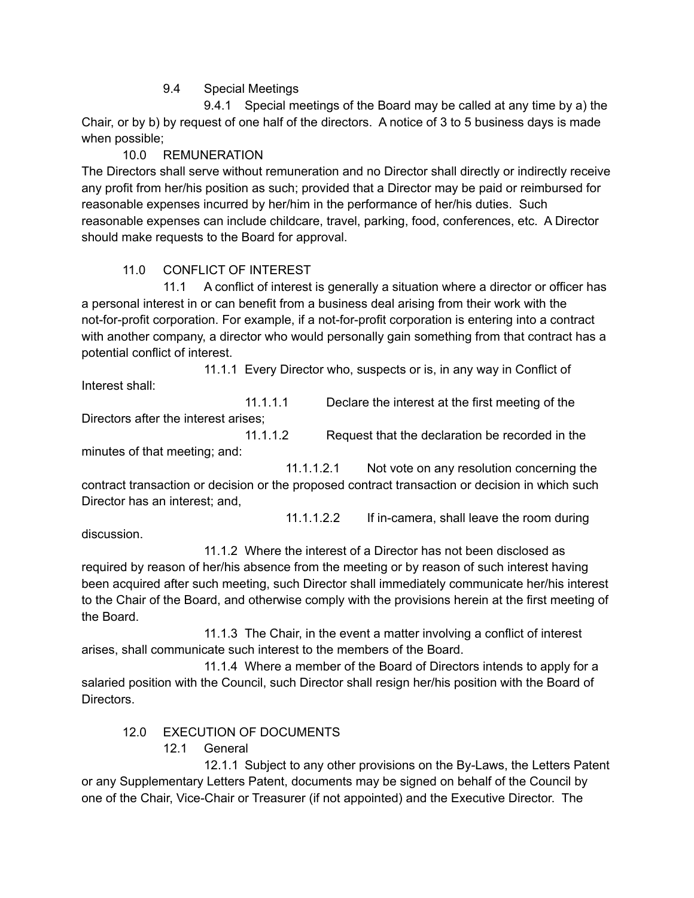9.4 Special Meetings

9.4.1 Special meetings of the Board may be called at any time by a) the Chair, or by b) by request of one half of the directors. A notice of 3 to 5 business days is made when possible;

10.0 REMUNERATION

The Directors shall serve without remuneration and no Director shall directly or indirectly receive any profit from her/his position as such; provided that a Director may be paid or reimbursed for reasonable expenses incurred by her/him in the performance of her/his duties. Such reasonable expenses can include childcare, travel, parking, food, conferences, etc. A Director should make requests to the Board for approval.

11.0 CONFLICT OF INTEREST

11.1 A conflict of interest is generally a situation where a director or officer has a personal interest in or can benefit from a business deal arising from their work with the not-for-profit corporation. For example, if a not-for-profit corporation is entering into a contract with another company, a director who would personally gain something from that contract has a potential conflict of interest.

11.1.1 Every Director who, suspects or is, in any way in Conflict of Interest shall:

11.1.1.1 Declare the interest at the first meeting of the Directors after the interest arises;

11.1.1.2 Request that the declaration be recorded in the minutes of that meeting; and:

11.1.1.2.1 Not vote on any resolution concerning the contract transaction or decision or the proposed contract transaction or decision in which such Director has an interest; and,

11.1.1.2.2 If in-camera, shall leave the room during discussion.

11.1.2 Where the interest of a Director has not been disclosed as required by reason of her/his absence from the meeting or by reason of such interest having been acquired after such meeting, such Director shall immediately communicate her/his interest to the Chair of the Board, and otherwise comply with the provisions herein at the first meeting of the Board.

11.1.3 The Chair, in the event a matter involving a conflict of interest arises, shall communicate such interest to the members of the Board.

11.1.4 Where a member of the Board of Directors intends to apply for a salaried position with the Council, such Director shall resign her/his position with the Board of Directors.

12.0 EXECUTION OF DOCUMENTS

12.1 General

12.1.1 Subject to any other provisions on the By-Laws, the Letters Patent or any Supplementary Letters Patent, documents may be signed on behalf of the Council by one of the Chair, Vice-Chair or Treasurer (if not appointed) and the Executive Director. The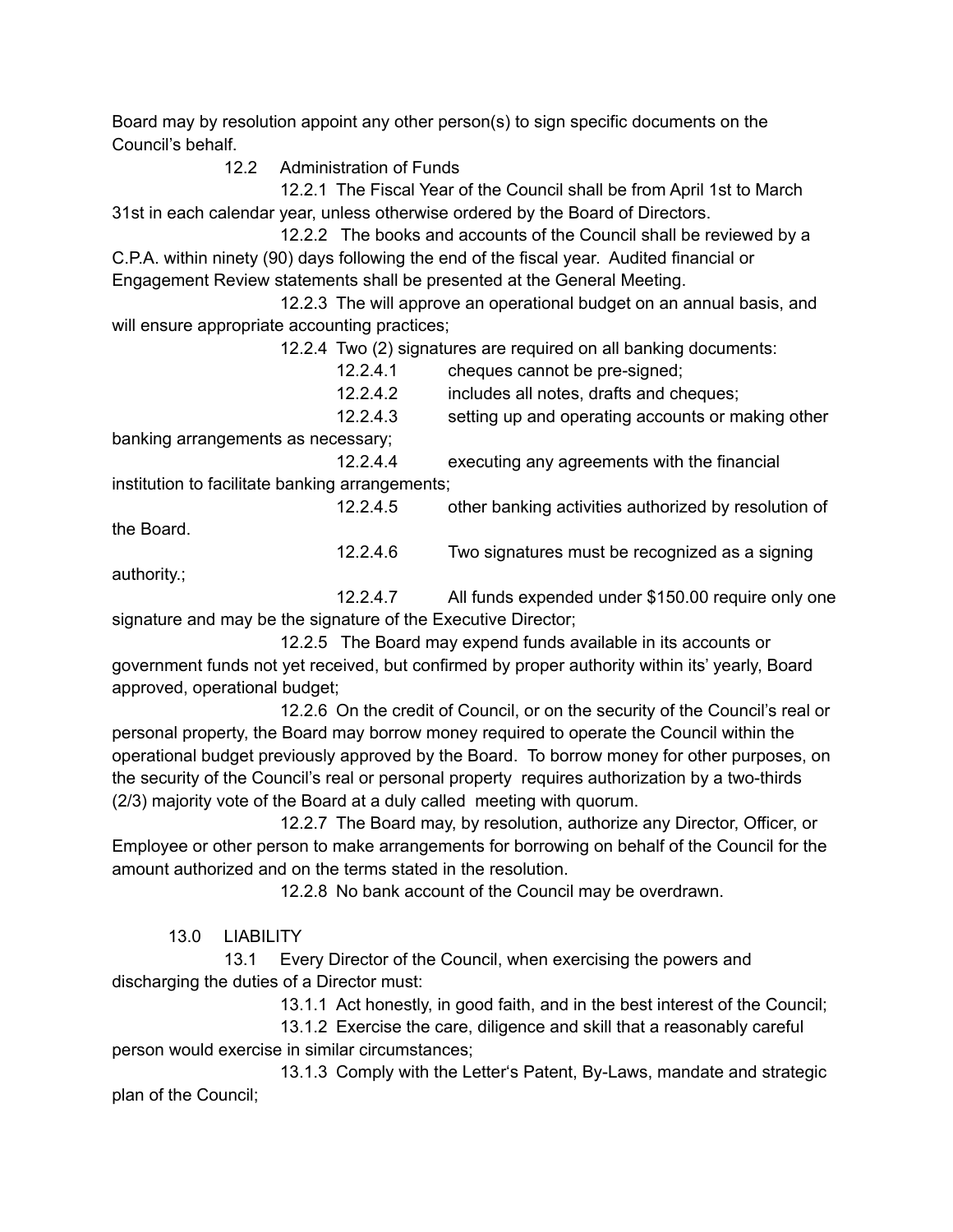Board may by resolution appoint any other person(s) to sign specific documents on the Council's behalf.

12.2 Administration of Funds

12.2.1 The Fiscal Year of the Council shall be from April 1st to March 31st in each calendar year, unless otherwise ordered by the Board of Directors.

12.2.2 The books and accounts of the Council shall be reviewed by a C.P.A. within ninety (90) days following the end of the fiscal year. Audited financial or Engagement Review statements shall be presented at the General Meeting.

12.2.3 The will approve an operational budget on an annual basis, and will ensure appropriate accounting practices;

12.2.4 Two (2) signatures are required on all banking documents:

12.2.4.1 cheques cannot be pre-signed;

12.2.4.2 includes all notes, drafts and cheques;

12.2.4.3 setting up and operating accounts or making other banking arrangements as necessary;

12.2.4.4 executing any agreements with the financial institution to facilitate banking arrangements;

12.2.4.5 other banking activities authorized by resolution of the Board.

12.2.4.6 Two signatures must be recognized as a signing authority.;

12.2.4.7 All funds expended under $150.00 require only one signature and may be the signature of the Executive Director;

12.2.5 The Board may expend funds available in its accounts or government funds not yet received, but confirmed by proper authority within its' yearly, Board approved, operational budget;

12.2.6 On the credit of Council, or on the security of the Council's real or personal property, the Board may borrow money required to operate the Council within the operational budget previously approved by the Board. To borrow money for other purposes, on the security of the Council's real or personal property requires authorization by a two-thirds (2/3) majority vote of the Board at a duly called meeting with quorum.

12.2.7 The Board may, by resolution, authorize any Director, Officer, or Employee or other person to make arrangements for borrowing on behalf of the Council for the amount authorized and on the terms stated in the resolution.

12.2.8 No bank account of the Council may be overdrawn.

13.0 LIABILITY

13.1 Every Director of the Council, when exercising the powers and discharging the duties of a Director must:

13.1.1 Act honestly, in good faith, and in the best interest of the Council;

13.1.2 Exercise the care, diligence and skill that a reasonably careful person would exercise in similar circumstances;

13.1.3 Comply with the Letter's Patent, By-Laws, mandate and strategic plan of the Council;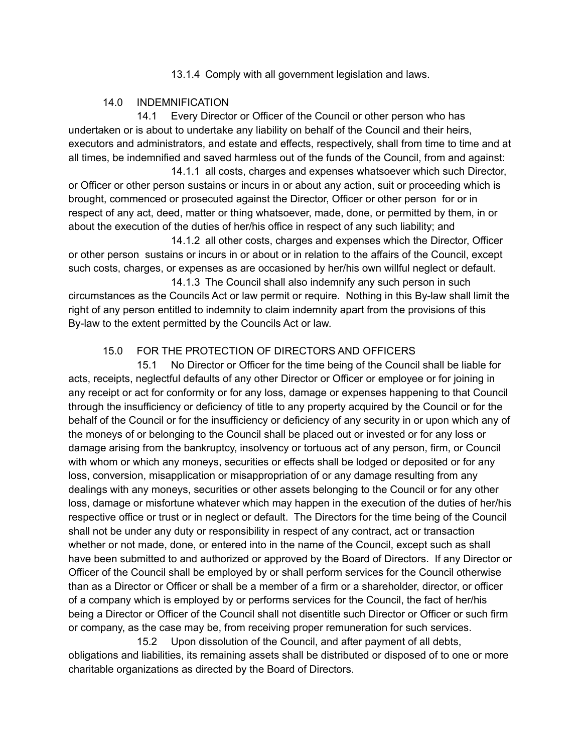13.1.4 Comply with all government legislation and laws.

## 14.0 INDEMNIFICATION

14.1 Every Director or Officer of the Council or other person who has undertaken or is about to undertake any liability on behalf of the Council and their heirs, executors and administrators, and estate and effects, respectively, shall from time to time and at all times, be indemnified and saved harmless out of the funds of the Council, from and against:

14.1.1 all costs, charges and expenses whatsoever which such Director, or Officer or other person sustains or incurs in or about any action, suit or proceeding which is brought, commenced or prosecuted against the Director, Officer or other person for or in respect of any act, deed, matter or thing whatsoever, made, done, or permitted by them, in or about the execution of the duties of her/his office in respect of any such liability; and

14.1.2 all other costs, charges and expenses which the Director, Officer or other person sustains or incurs in or about or in relation to the affairs of the Council, except such costs, charges, or expenses as are occasioned by her/his own willful neglect or default.

14.1.3 The Council shall also indemnify any such person in such circumstances as the Councils Act or law permit or require. Nothing in this By-law shall limit the right of any person entitled to indemnity to claim indemnity apart from the provisions of this By-law to the extent permitted by the Councils Act or law.

## 15.0 FOR THE PROTECTION OF DIRECTORS AND OFFICERS

15.1 No Director or Officer for the time being of the Council shall be liable for acts, receipts, neglectful defaults of any other Director or Officer or employee or for joining in any receipt or act for conformity or for any loss, damage or expenses happening to that Council through the insufficiency or deficiency of title to any property acquired by the Council or for the behalf of the Council or for the insufficiency or deficiency of any security in or upon which any of the moneys of or belonging to the Council shall be placed out or invested or for any loss or damage arising from the bankruptcy, insolvency or tortuous act of any person, firm, or Council with whom or which any moneys, securities or effects shall be lodged or deposited or for any loss, conversion, misapplication or misappropriation of or any damage resulting from any dealings with any moneys, securities or other assets belonging to the Council or for any other loss, damage or misfortune whatever which may happen in the execution of the duties of her/his respective office or trust or in neglect or default. The Directors for the time being of the Council shall not be under any duty or responsibility in respect of any contract, act or transaction whether or not made, done, or entered into in the name of the Council, except such as shall have been submitted to and authorized or approved by the Board of Directors. If any Director or Officer of the Council shall be employed by or shall perform services for the Council otherwise than as a Director or Officer or shall be a member of a firm or a shareholder, director, or officer of a company which is employed by or performs services for the Council, the fact of her/his being a Director or Officer of the Council shall not disentitle such Director or Officer or such firm or company, as the case may be, from receiving proper remuneration for such services.

15.2 Upon dissolution of the Council, and after payment of all debts, obligations and liabilities, its remaining assets shall be distributed or disposed of to one or more charitable organizations as directed by the Board of Directors.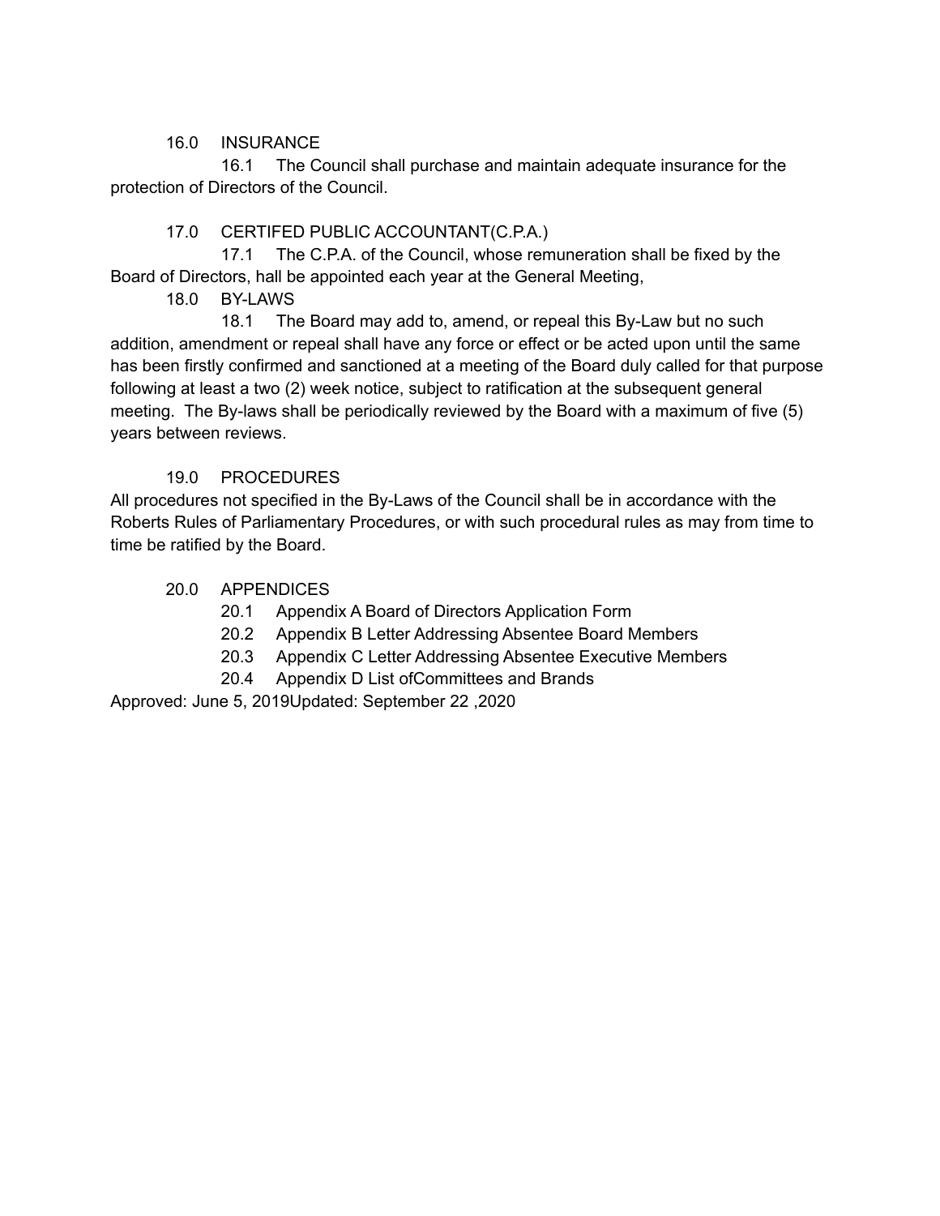16.0 INSURANCE

16.1 The Council shall purchase and maintain adequate insurance for the protection of Directors of the Council.

17.0 CERTIFED PUBLIC ACCOUNTANT(C.P.A.)

17.1 The C.P.A. of the Council, whose remuneration shall be fixed by the Board of Directors, hall be appointed each year at the General Meeting,

18.0 BY-LAWS

18.1 The Board may add to, amend, or repeal this By-Law but no such addition, amendment or repeal shall have any force or effect or be acted upon until the same has been firstly confirmed and sanctioned at a meeting of the Board duly called for that purpose following at least a two (2) week notice, subject to ratification at the subsequent general meeting. The By-laws shall be periodically reviewed by the Board with a maximum of five (5) years between reviews.

19.0 PROCEDURES

All procedures not specified in the By-Laws of the Council shall be in accordance with the Roberts Rules of Parliamentary Procedures, or with such procedural rules as may from time to time be ratified by the Board.

20.0 APPENDICES

20.1 Appendix A Board of Directors Application Form

20.2 Appendix B Letter Addressing Absentee Board Members

20.3 Appendix C Letter Addressing Absentee Executive Members

20.4 Appendix D List ofCommittees and Brands

Approved: June 5, 2019Updated: September 22 ,2020